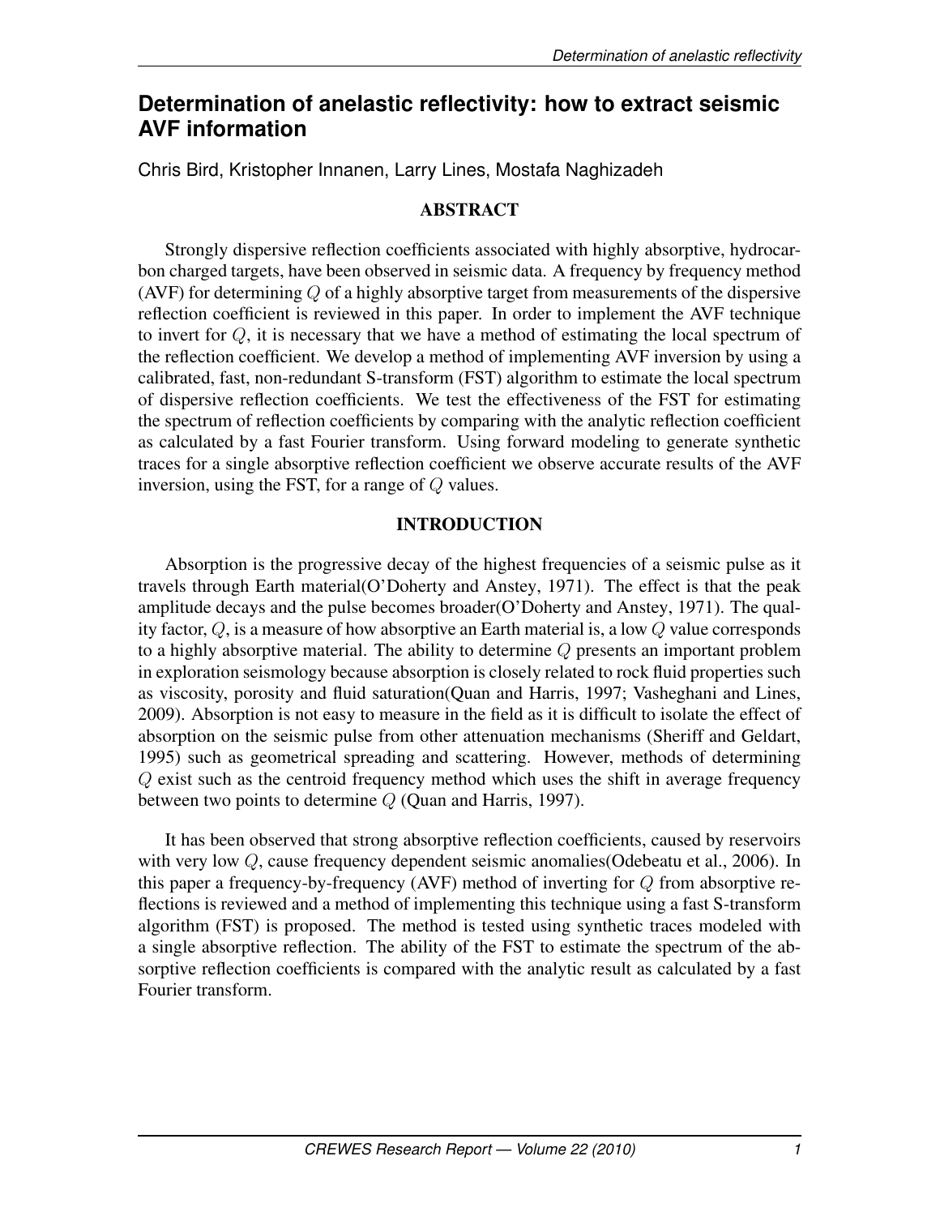# Determination of anelastic reflectivity: how to extract seismic AVF information

Chris Bird, Kristopher Innanen, Larry Lines, Mostafa Naghizadeh

## ABSTRACT

Strongly dispersive reflection coefficients associated with highly absorptive, hydrocarbon charged targets, have been observed in seismic data. A frequency by frequency method (AVF) for determining $Q$ of a highly absorptive target from measurements of the dispersive reflection coefficient is reviewed in this paper. In order to implement the AVF technique to invert for $Q$, it is necessary that we have a method of estimating the local spectrum of the reflection coefficient. We develop a method of implementing AVF inversion by using a calibrated, fast, non-redundant S-transform (FST) algorithm to estimate the local spectrum of dispersive reflection coefficients. We test the effectiveness of the FST for estimating the spectrum of reflection coefficients by comparing with the analytic reflection coefficient as calculated by a fast Fourier transform. Using forward modeling to generate synthetic traces for a single absorptive reflection coefficient we observe accurate results of the AVF inversion, using the FST, for a range of $Q$ values.

## INTRODUCTION

Absorption is the progressive decay of the highest frequencies of a seismic pulse as it travels through Earth material(O'Doherty and Anstey, 1971). The effect is that the peak amplitude decays and the pulse becomes broader(O'Doherty and Anstey, 1971). The quality factor, $Q$, is a measure of how absorptive an Earth material is, a low $Q$ value corresponds to a highly absorptive material. The ability to determine $Q$ presents an important problem in exploration seismology because absorption is closely related to rock fluid properties such as viscosity, porosity and fluid saturation(Quan and Harris, 1997; Vasheghani and Lines, 2009). Absorption is not easy to measure in the field as it is difficult to isolate the effect of absorption on the seismic pulse from other attenuation mechanisms (Sheriff and Geldart, 1995) such as geometrical spreading and scattering. However, methods of determining $Q$ exist such as the centroid frequency method which uses the shift in average frequency between two points to determine $Q$ (Quan and Harris, 1997).

It has been observed that strong absorptive reflection coefficients, caused by reservoirs with very low $Q$, cause frequency dependent seismic anomalies(Odebeatu et al., 2006). In this paper a frequency-by-frequency (AVF) method of inverting for $Q$ from absorptive reflections is reviewed and a method of implementing this technique using a fast S-transform algorithm (FST) is proposed. The method is tested using synthetic traces modeled with a single absorptive reflection. The ability of the FST to estimate the spectrum of the absorptive reflection coefficients is compared with the analytic result as calculated by a fast Fourier transform.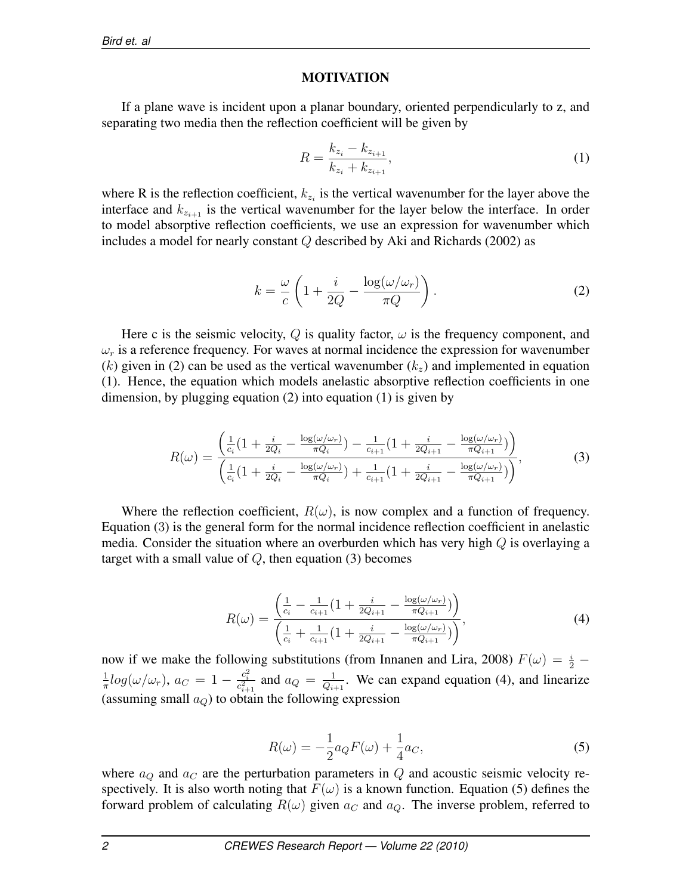## MOTIVATION

If a plane wave is incident upon a planar boundary, oriented perpendicularly to z, and separating two media then the reflection coefficient will be given by

$$R = \frac{k_{z_i} - k_{z_{i+1}}}{k_{z_i} + k_{z_{i+1}}}, \tag{1}$$

where R is the reflection coefficient, $k_{z_i}$ is the vertical wavenumber for the layer above the interface and $k_{z_{i+1}}$ is the vertical wavenumber for the layer below the interface. In order to model absorptive reflection coefficients, we use an expression for wavenumber which includes a model for nearly constant $Q$ described by Aki and Richards (2002) as

$$k = \frac{\omega}{c}\left(1 + \frac{i}{2Q} - \frac{\log(\omega/\omega_r)}{\pi Q}\right). \tag{2}$$

Here c is the seismic velocity, $Q$ is quality factor, $\omega$ is the frequency component, and $\omega_r$ is a reference frequency. For waves at normal incidence the expression for wavenumber ($k$) given in (2) can be used as the vertical wavenumber ($k_z$) and implemented in equation (1). Hence, the equation which models anelastic absorptive reflection coefficients in one dimension, by plugging equation (2) into equation (1) is given by

$$R(\omega) = \frac{\left(\frac{1}{c_i}(1 + \frac{i}{2Q_i} - \frac{\log(\omega/\omega_r)}{\pi Q_i}) - \frac{1}{c_{i+1}}(1 + \frac{i}{2Q_{i+1}} - \frac{\log(\omega/\omega_r)}{\pi Q_{i+1}})\right)}{\left(\frac{1}{c_i}(1 + \frac{i}{2Q_i} - \frac{\log(\omega/\omega_r)}{\pi Q_i}) + \frac{1}{c_{i+1}}(1 + \frac{i}{2Q_{i+1}} - \frac{\log(\omega/\omega_r)}{\pi Q_{i+1}})\right)}, \tag{3}$$

Where the reflection coefficient, $R(\omega)$, is now complex and a function of frequency. Equation (3) is the general form for the normal incidence reflection coefficient in anelastic media. Consider the situation where an overburden which has very high $Q$ is overlaying a target with a small value of $Q$, then equation (3) becomes

$$R(\omega) = \frac{\left(\frac{1}{c_i} - \frac{1}{c_{i+1}}(1 + \frac{i}{2Q_{i+1}} - \frac{\log(\omega/\omega_r)}{\pi Q_{i+1}})\right)}{\left(\frac{1}{c_i} + \frac{1}{c_{i+1}}(1 + \frac{i}{2Q_{i+1}} - \frac{\log(\omega/\omega_r)}{\pi Q_{i+1}})\right)}, \tag{4}$$

now if we make the following substitutions (from Innanen and Lira, 2008) $F(\omega) = \frac{i}{2} - \frac{1}{\pi}log(\omega/\omega_r)$, $a_C = 1 - \frac{c_i^2}{c_{i+1}^2}$ and $a_Q = \frac{1}{Q_{i+1}}$. We can expand equation (4), and linearize (assuming small $a_Q$) to obtain the following expression

$$R(\omega) = -\frac{1}{2}a_Q F(\omega) + \frac{1}{4}a_C, \tag{5}$$

where $a_Q$ and $a_C$ are the perturbation parameters in $Q$ and acoustic seismic velocity respectively. It is also worth noting that $F(\omega)$ is a known function. Equation (5) defines the forward problem of calculating $R(\omega)$ given $a_C$ and $a_Q$. The inverse problem, referred to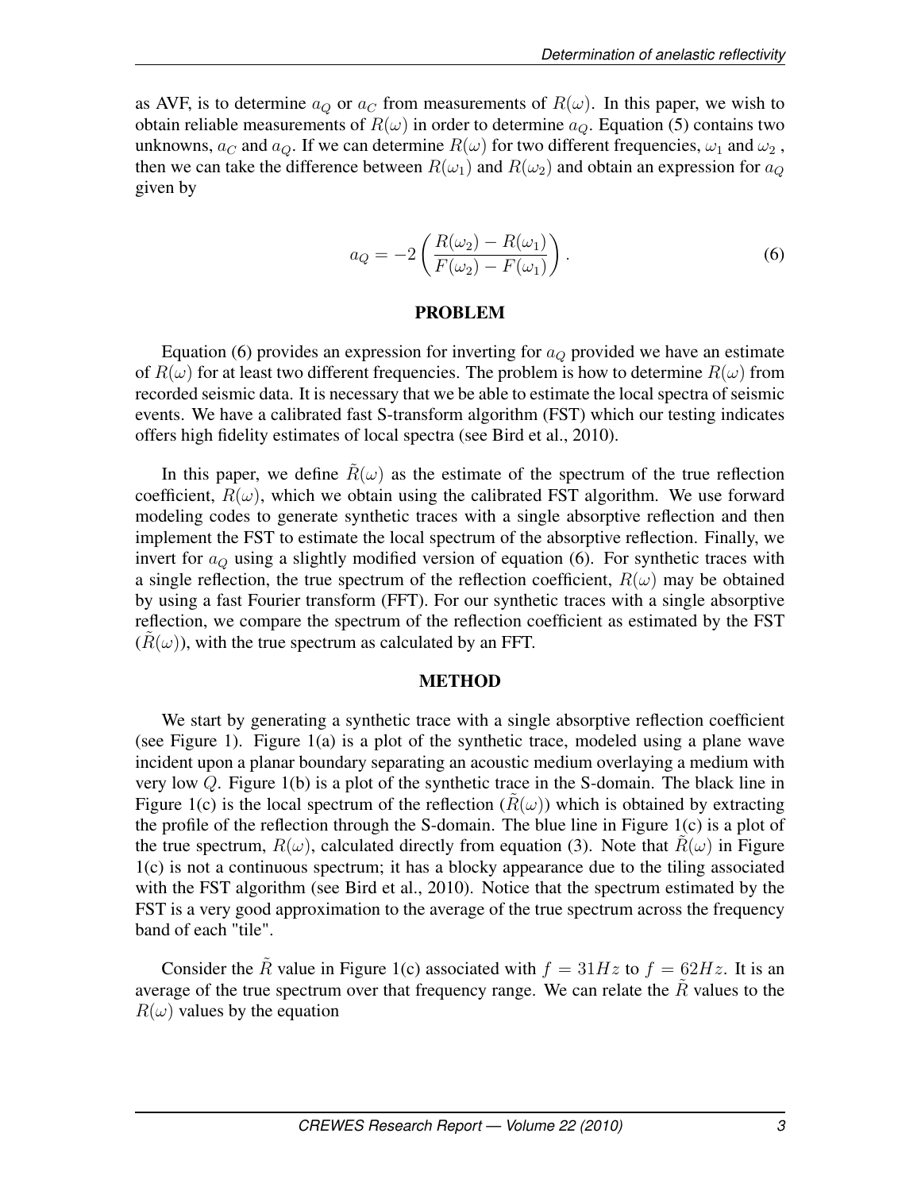as AVF, is to determine $a_Q$ or $a_C$ from measurements of $R(\omega)$. In this paper, we wish to obtain reliable measurements of $R(\omega)$ in order to determine $a_Q$. Equation (5) contains two unknowns, $a_C$ and $a_Q$. If we can determine $R(\omega)$ for two different frequencies, $\omega_1$ and $\omega_2$ , then we can take the difference between $R(\omega_1)$ and $R(\omega_2)$ and obtain an expression for $a_Q$ given by

$$a_Q = -2\left(\frac{R(\omega_2) - R(\omega_1)}{F(\omega_2) - F(\omega_1)}\right). \tag{6}$$

## PROBLEM

Equation (6) provides an expression for inverting for $a_Q$ provided we have an estimate of $R(\omega)$ for at least two different frequencies. The problem is how to determine $R(\omega)$ from recorded seismic data. It is necessary that we be able to estimate the local spectra of seismic events. We have a calibrated fast S-transform algorithm (FST) which our testing indicates offers high fidelity estimates of local spectra (see Bird et al., 2010).

In this paper, we define $\tilde{R}(\omega)$ as the estimate of the spectrum of the true reflection coefficient, $R(\omega)$, which we obtain using the calibrated FST algorithm. We use forward modeling codes to generate synthetic traces with a single absorptive reflection and then implement the FST to estimate the local spectrum of the absorptive reflection. Finally, we invert for $a_Q$ using a slightly modified version of equation (6). For synthetic traces with a single reflection, the true spectrum of the reflection coefficient, $R(\omega)$ may be obtained by using a fast Fourier transform (FFT). For our synthetic traces with a single absorptive reflection, we compare the spectrum of the reflection coefficient as estimated by the FST ($\tilde{R}(\omega)$), with the true spectrum as calculated by an FFT.

## METHOD

We start by generating a synthetic trace with a single absorptive reflection coefficient (see Figure 1). Figure 1(a) is a plot of the synthetic trace, modeled using a plane wave incident upon a planar boundary separating an acoustic medium overlaying a medium with very low $Q$. Figure 1(b) is a plot of the synthetic trace in the S-domain. The black line in Figure 1(c) is the local spectrum of the reflection ($\tilde{R}(\omega)$) which is obtained by extracting the profile of the reflection through the S-domain. The blue line in Figure 1(c) is a plot of the true spectrum, $R(\omega)$, calculated directly from equation (3). Note that $\tilde{R}(\omega)$ in Figure 1(c) is not a continuous spectrum; it has a blocky appearance due to the tiling associated with the FST algorithm (see Bird et al., 2010). Notice that the spectrum estimated by the FST is a very good approximation to the average of the true spectrum across the frequency band of each "tile".

Consider the $\tilde{R}$ value in Figure 1(c) associated with $f = 31Hz$ to $f = 62Hz$. It is an average of the true spectrum over that frequency range. We can relate the $\tilde{R}$ values to the $R(\omega)$ values by the equation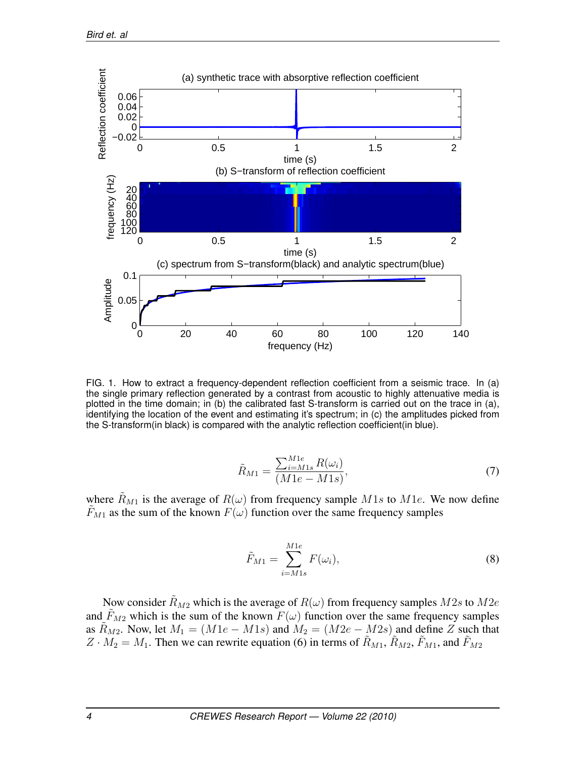FIG. 1. How to extract a frequency-dependent reflection coefficient from a seismic trace. In (a) the single primary reflection generated by a contrast from acoustic to highly attenuative media is plotted in the time domain; in (b) the calibrated fast S-transform is carried out on the trace in (a), identifying the location of the event and estimating it's spectrum; in (c) the amplitudes picked from the S-transform(in black) is compared with the analytic reflection coefficient(in blue).

$$\tilde{R}_{M1} = \frac{\sum_{i=M1s}^{M1e} R(\omega_i)}{(M1e - M1s)}, \tag{7}$$

where $\tilde{R}_{M1}$ is the average of $R(\omega)$ from frequency sample $M1s$ to $M1e$. We now define $\tilde{F}_{M1}$ as the sum of the known $F(\omega)$ function over the same frequency samples

$$\tilde{F}_{M1} = \sum_{i=M1s}^{M1e} F(\omega_i), \tag{8}$$

Now consider $\tilde{R}_{M2}$ which is the average of $R(\omega)$ from frequency samples $M2s$ to $M2e$ and $\tilde{F}_{M2}$ which is the sum of the known $F(\omega)$ function over the same frequency samples as $\tilde{R}_{M2}$. Now, let $M_1 = (M1e - M1s)$ and $M_2 = (M2e - M2s)$ and define $Z$ such that $Z \cdot M_2 = M_1$. Then we can rewrite equation (6) in terms of $\tilde{R}_{M1}$, $\tilde{R}_{M2}$, $\tilde{F}_{M1}$, and $\tilde{F}_{M2}$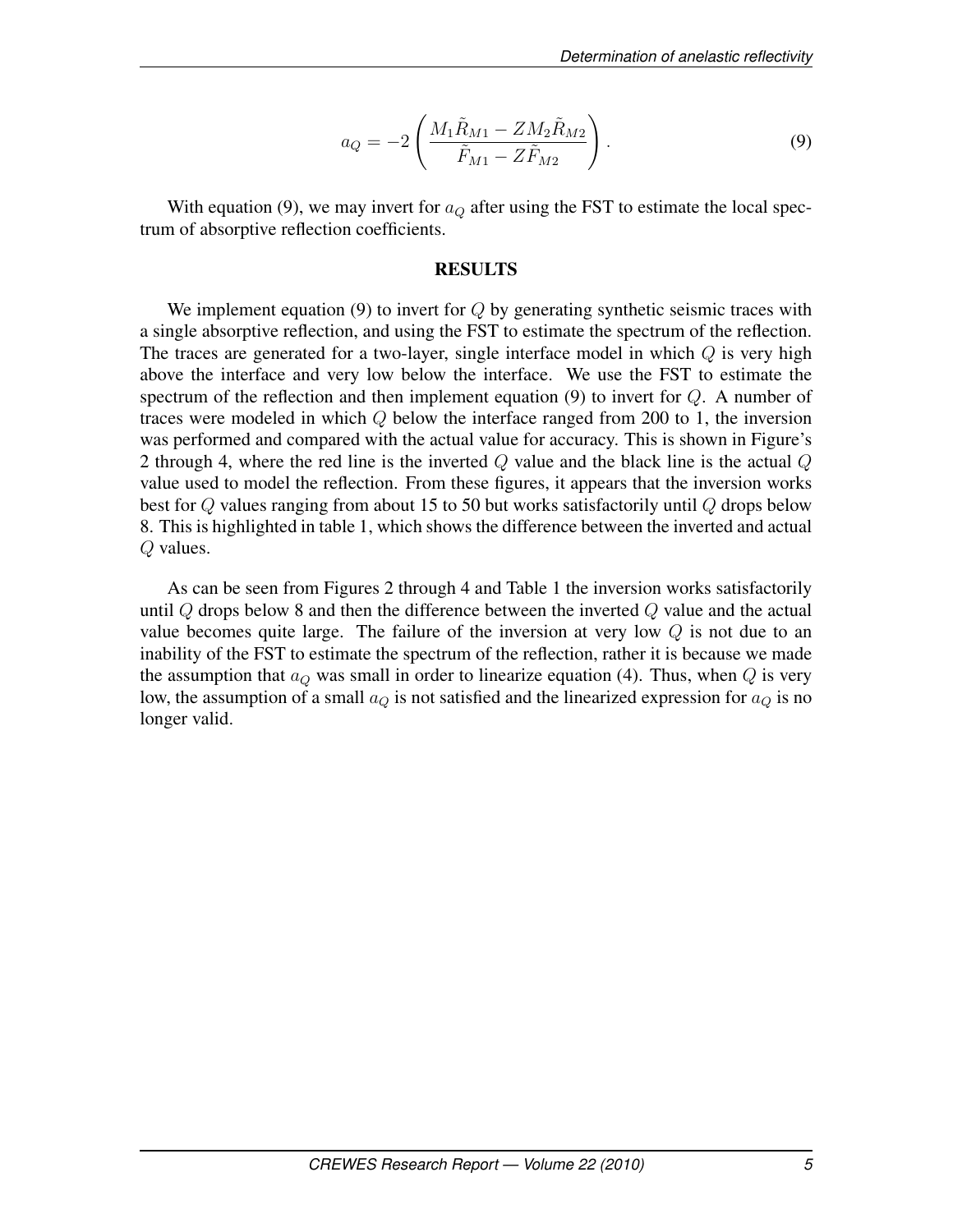$$a_Q = -2 \left( \frac{M_1 \tilde{R}_{M1} - Z M_2 \tilde{R}_{M2}}{\tilde{F}_{M1} - Z \tilde{F}_{M2}} \right). \tag{9}$$

With equation (9), we may invert for $a_Q$ after using the FST to estimate the local spectrum of absorptive reflection coefficients.

## RESULTS

We implement equation (9) to invert for $Q$ by generating synthetic seismic traces with a single absorptive reflection, and using the FST to estimate the spectrum of the reflection. The traces are generated for a two-layer, single interface model in which $Q$ is very high above the interface and very low below the interface. We use the FST to estimate the spectrum of the reflection and then implement equation (9) to invert for $Q$. A number of traces were modeled in which $Q$ below the interface ranged from 200 to 1, the inversion was performed and compared with the actual value for accuracy. This is shown in Figure's 2 through 4, where the red line is the inverted $Q$ value and the black line is the actual $Q$ value used to model the reflection. From these figures, it appears that the inversion works best for $Q$ values ranging from about 15 to 50 but works satisfactorily until $Q$ drops below 8. This is highlighted in table 1, which shows the difference between the inverted and actual $Q$ values.

As can be seen from Figures 2 through 4 and Table 1 the inversion works satisfactorily until $Q$ drops below 8 and then the difference between the inverted $Q$ value and the actual value becomes quite large. The failure of the inversion at very low $Q$ is not due to an inability of the FST to estimate the spectrum of the reflection, rather it is because we made the assumption that $a_Q$ was small in order to linearize equation (4). Thus, when $Q$ is very low, the assumption of a small $a_Q$ is not satisfied and the linearized expression for $a_Q$ is no longer valid.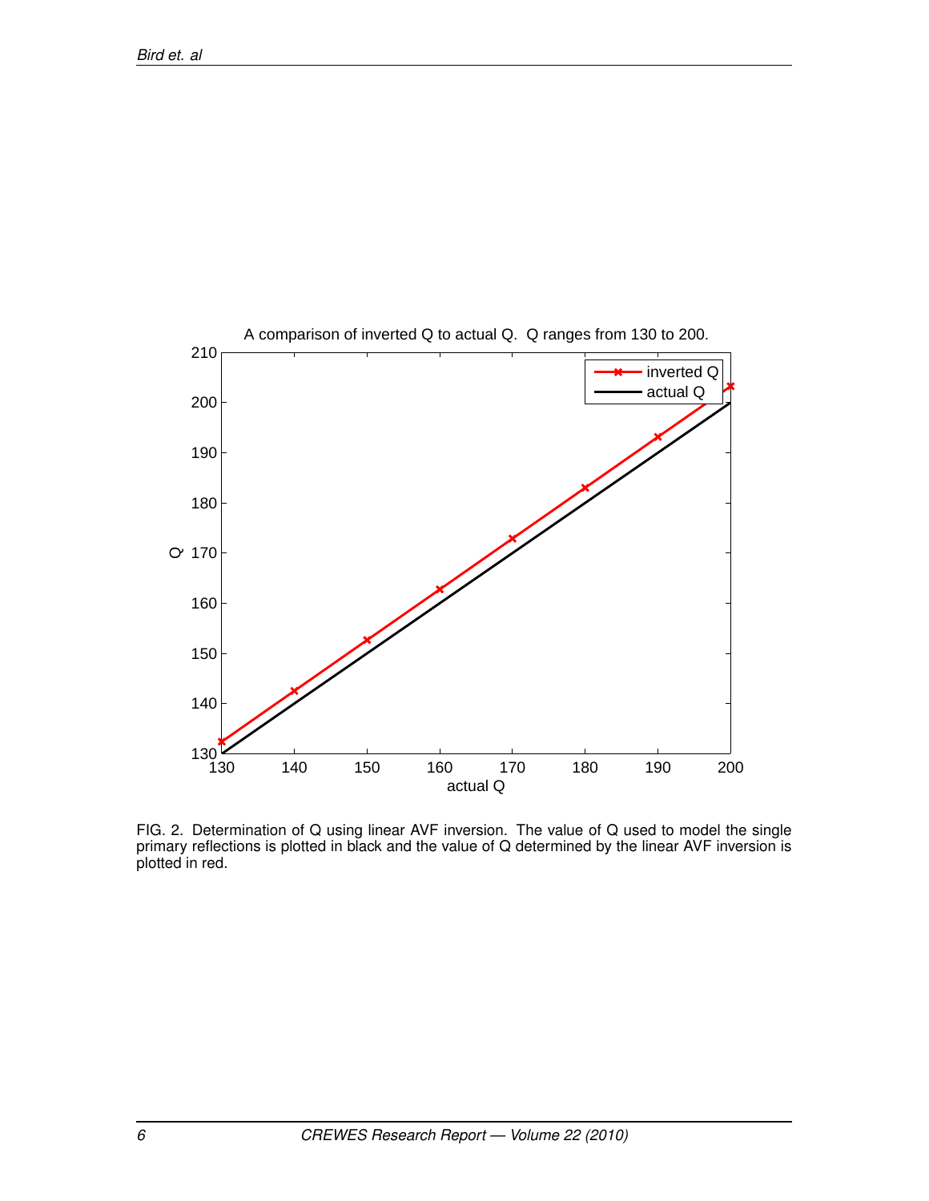FIG. 2. Determination of Q using linear AVF inversion. The value of Q used to model the single primary reflections is plotted in black and the value of Q determined by the linear AVF inversion is plotted in red.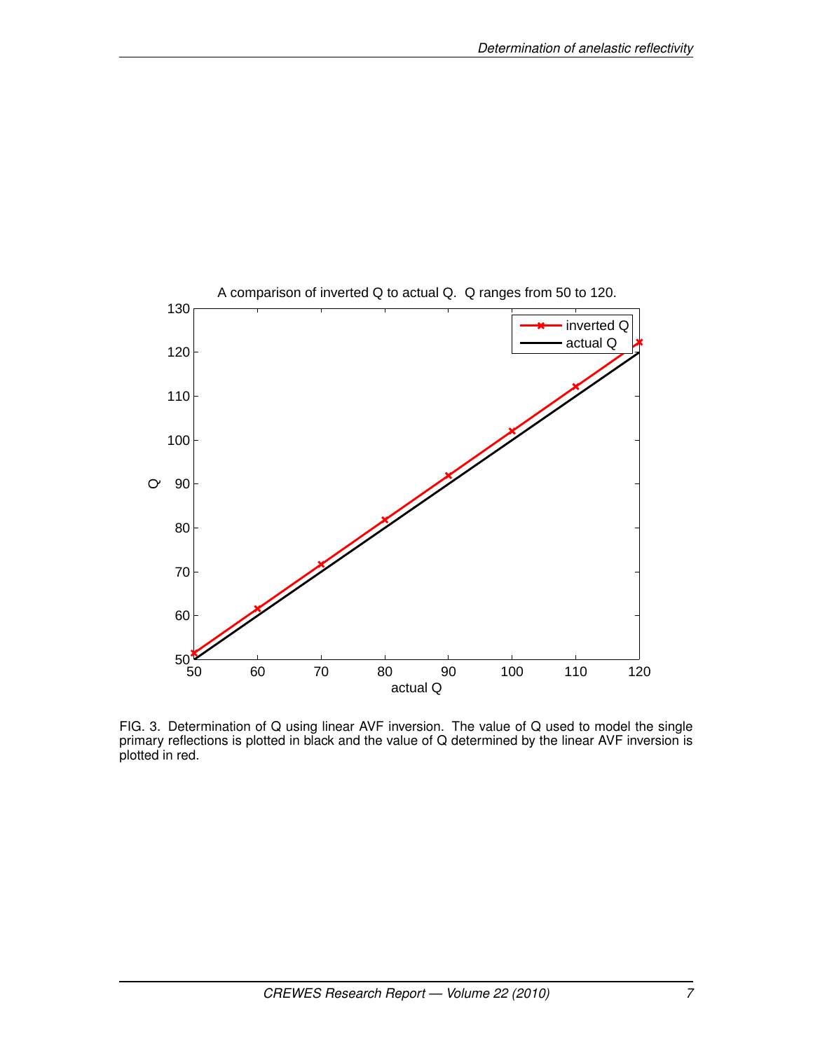FIG. 3. Determination of Q using linear AVF inversion. The value of Q used to model the single primary reflections is plotted in black and the value of Q determined by the linear AVF inversion is plotted in red.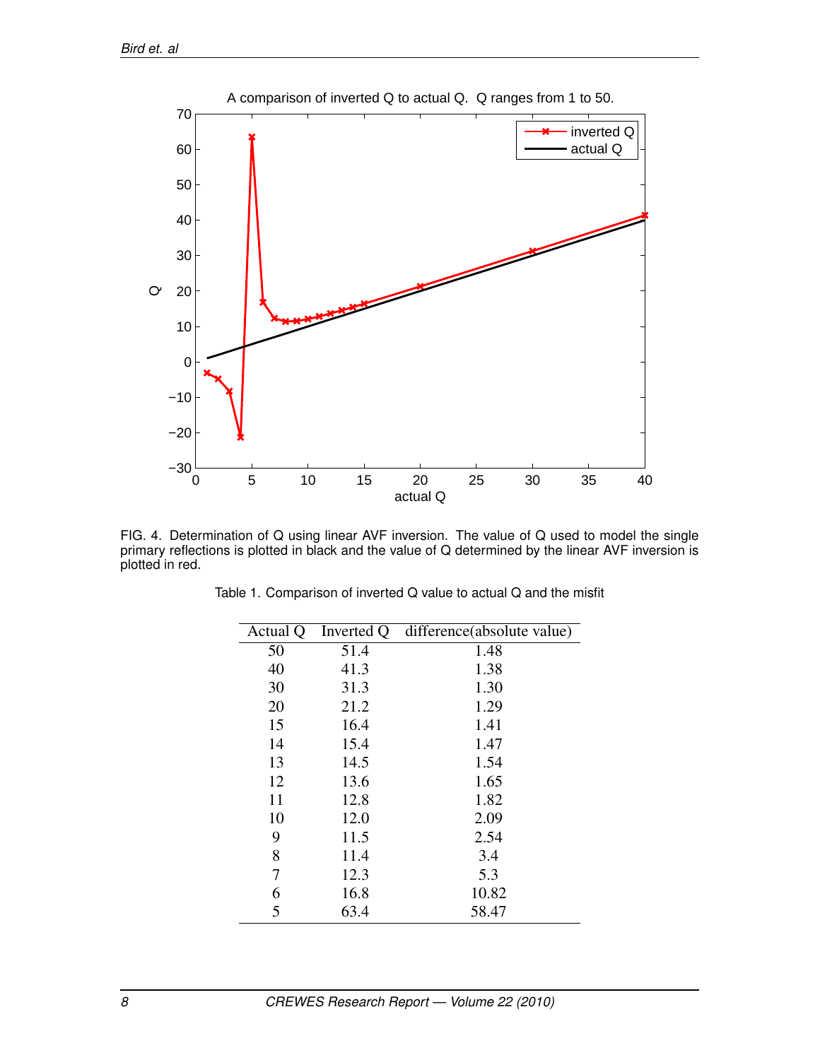FIG. 4. Determination of Q using linear AVF inversion. The value of Q used to model the single primary reflections is plotted in black and the value of Q determined by the linear AVF inversion is plotted in red.

Table 1. Comparison of inverted Q value to actual Q and the misfit

| Actual Q | Inverted Q | difference(absolute value) |
|---|---|---|
| 50 | 51.4 | 1.48 |
| 40 | 41.3 | 1.38 |
| 30 | 31.3 | 1.30 |
| 20 | 21.2 | 1.29 |
| 15 | 16.4 | 1.41 |
| 14 | 15.4 | 1.47 |
| 13 | 14.5 | 1.54 |
| 12 | 13.6 | 1.65 |
| 11 | 12.8 | 1.82 |
| 10 | 12.0 | 2.09 |
| 9 | 11.5 | 2.54 |
| 8 | 11.4 | 3.4 |
| 7 | 12.3 | 5.3 |
| 6 | 16.8 | 10.82 |
| 5 | 63.4 | 58.47 |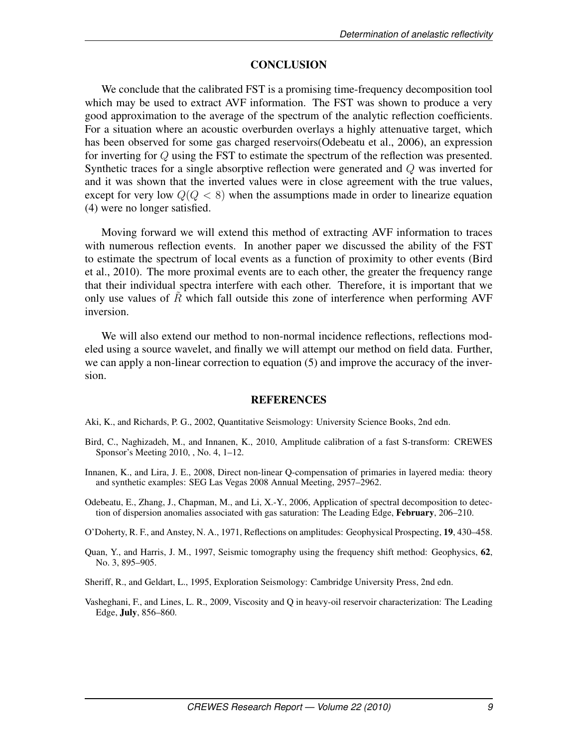## CONCLUSION

We conclude that the calibrated FST is a promising time-frequency decomposition tool which may be used to extract AVF information. The FST was shown to produce a very good approximation to the average of the spectrum of the analytic reflection coefficients. For a situation where an acoustic overburden overlays a highly attenuative target, which has been observed for some gas charged reservoirs(Odebeatu et al., 2006), an expression for inverting for $Q$ using the FST to estimate the spectrum of the reflection was presented. Synthetic traces for a single absorptive reflection were generated and $Q$ was inverted for and it was shown that the inverted values were in close agreement with the true values, except for very low $Q(Q < 8)$ when the assumptions made in order to linearize equation (4) were no longer satisfied.

Moving forward we will extend this method of extracting AVF information to traces with numerous reflection events. In another paper we discussed the ability of the FST to estimate the spectrum of local events as a function of proximity to other events (Bird et al., 2010). The more proximal events are to each other, the greater the frequency range that their individual spectra interfere with each other. Therefore, it is important that we only use values of $\tilde{R}$ which fall outside this zone of interference when performing AVF inversion.

We will also extend our method to non-normal incidence reflections, reflections modeled using a source wavelet, and finally we will attempt our method on field data. Further, we can apply a non-linear correction to equation (5) and improve the accuracy of the inversion.

## REFERENCES

Aki, K., and Richards, P. G., 2002, Quantitative Seismology: University Science Books, 2nd edn.

Bird, C., Naghizadeh, M., and Innanen, K., 2010, Amplitude calibration of a fast S-transform: CREWES Sponsor's Meeting 2010, , No. 4, 1–12.

Innanen, K., and Lira, J. E., 2008, Direct non-linear Q-compensation of primaries in layered media: theory and synthetic examples: SEG Las Vegas 2008 Annual Meeting, 2957–2962.

Odebeatu, E., Zhang, J., Chapman, M., and Li, X.-Y., 2006, Application of spectral decomposition to detection of dispersion anomalies associated with gas saturation: The Leading Edge, **February**, 206–210.

O'Doherty, R. F., and Anstey, N. A., 1971, Reflections on amplitudes: Geophysical Prospecting, **19**, 430–458.

Quan, Y., and Harris, J. M., 1997, Seismic tomography using the frequency shift method: Geophysics, **62**, No. 3, 895–905.

Sheriff, R., and Geldart, L., 1995, Exploration Seismology: Cambridge University Press, 2nd edn.

Vasheghani, F., and Lines, L. R., 2009, Viscosity and Q in heavy-oil reservoir characterization: The Leading Edge, **July**, 856–860.